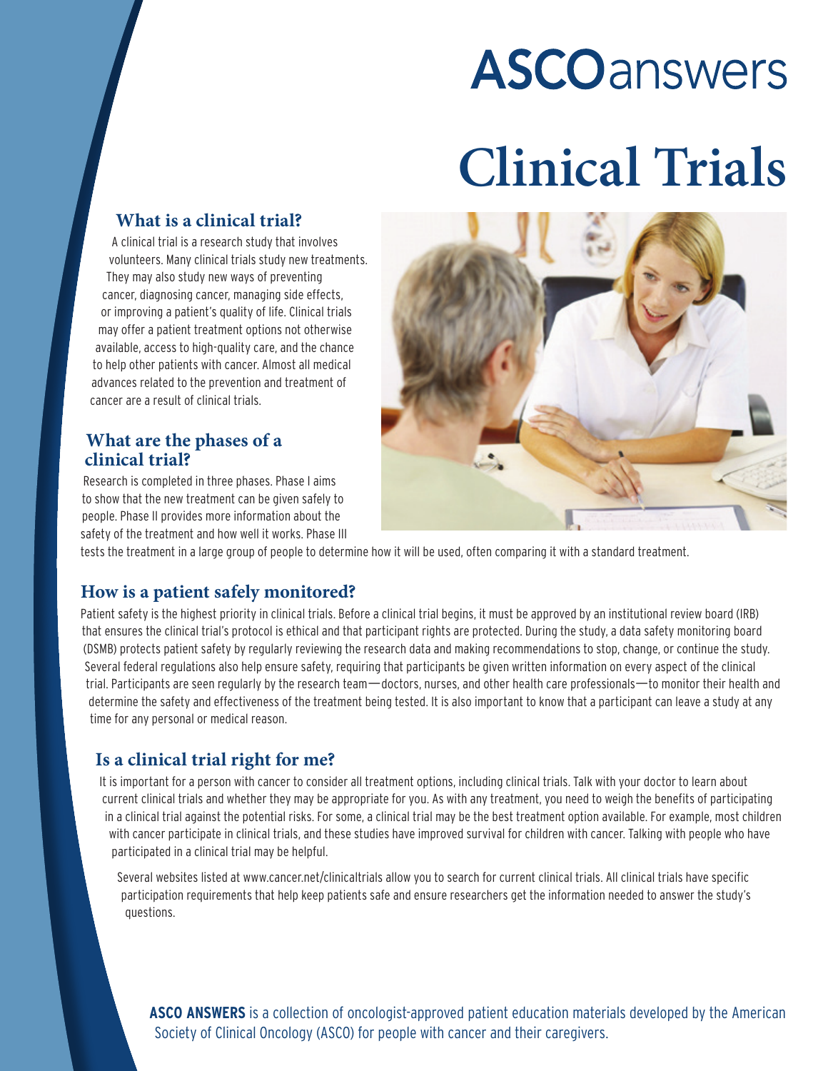# ASCOanswers

# Clinical Trials

## What is a clinical trial?

A clinical trial is a research study that involves volunteers. Many clinical trials study new treatments. They may also study new ways of preventing cancer, diagnosing cancer, managing side effects, or improving a patient's quality of life. Clinical trials may offer a patient treatment options not otherwise available, access to high-quality care, and the chance to help other patients with cancer. Almost all medical advances related to the prevention and treatment of cancer are a result of clinical trials.

## What are the phases of a clinical trial?

Research is completed in three phases. Phase I aims to show that the new treatment can be given safely to people. Phase II provides more information about the safety of the treatment and how well it works. Phase III tests the treatment in a large group of people to determine how it will be used, often comparing it with a standard treatment.

## How is a patient safely monitored?

Patient safety is the highest priority in clinical trials. Before a clinical trial begins, it must be approved by an institutional review board (IRB) that ensures the clinical trial's protocol is ethical and that participant rights are protected. During the study, a data safety monitoring board (DSMB) protects patient safety by regularly reviewing the research data and making recommendations to stop, change, or continue the study. Several federal regulations also help ensure safety, requiring that participants be given written information on every aspect of the clinical trial. Participants are seen regularly by the research team—doctors, nurses, and other health care professionals—to monitor their health and determine the safety and effectiveness of the treatment being tested. It is also important to know that a participant can leave a study at any time for any personal or medical reason.

## Is a clinical trial right for me?

It is important for a person with cancer to consider all treatment options, including clinical trials. Talk with your doctor to learn about current clinical trials and whether they may be appropriate for you. As with any treatment, you need to weigh the benefits of participating in a clinical trial against the potential risks. For some, a clinical trial may be the best treatment option available. For example, most children with cancer participate in clinical trials, and these studies have improved survival for children with cancer. Talking with people who have participated in a clinical trial may be helpful.

Several websites listed at www.cancer.net/clinicaltrials allow you to search for current clinical trials. All clinical trials have specific participation requirements that help keep patients safe and ensure researchers get the information needed to answer the study's questions.

**ASCO ANSWERS** is a collection of oncologist-approved patient education materials developed by the American Society of Clinical Oncology (ASCO) for people with cancer and their caregivers.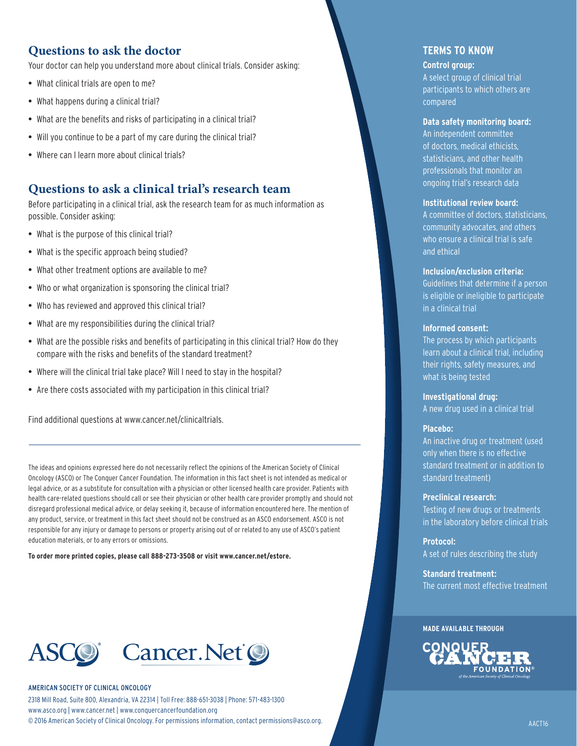## Questions to ask the doctor

Your doctor can help you understand more about clinical trials. Consider asking:

- What clinical trials are open to me?
- What happens during a clinical trial?
- What are the benefits and risks of participating in a clinical trial?
- Will you continue to be a part of my care during the clinical trial?
- Where can I learn more about clinical trials?

## Questions to ask a clinical trial's research team

Before participating in a clinical trial, ask the research team for as much information as possible. Consider asking:

- What is the purpose of this clinical trial?
- What is the specific approach being studied?
- What other treatment options are available to me?
- Who or what organization is sponsoring the clinical trial?
- Who has reviewed and approved this clinical trial?
- What are my responsibilities during the clinical trial?
- What are the possible risks and benefits of participating in this clinical trial? How do they compare with the risks and benefits of the standard treatment?
- Where will the clinical trial take place? Will I need to stay in the hospital?
- Are there costs associated with my participation in this clinical trial?

Find additional questions at www.cancer.net/clinicaltrials.

---

The ideas and opinions expressed here do not necessarily reflect the opinions of the American Society of Clinical Oncology (ASCO) or The Conquer Cancer Foundation. The information in this fact sheet is not intended as medical or legal advice, or as a substitute for consultation with a physician or other licensed health care provider. Patients with health care-related questions should call or see their physician or other health care provider promptly and should not disregard professional medical advice, or delay seeking it, because of information encountered here. The mention of any product, service, or treatment in this fact sheet should not be construed as an ASCO endorsement. ASCO is not responsible for any injury or damage to persons or property arising out of or related to any use of ASCO's patient education materials, or to any errors or omissions.

**To order more printed copies, please call 888-273-3508 or visit www.cancer.net/estore.**

ASCO® Cancer.Net®

AMERICAN SOCIETY OF CLINICAL ONCOLOGY

2318 Mill Road, Suite 800, Alexandria, VA 22314 | Toll Free: 888-651-3038 | Phone: 571-483-1300
www.asco.org | www.cancer.net | www.conquercancerfoundation.org
© 2016 American Society of Clinical Oncology. For permissions information, contact permissions@asco.org.

## TERMS TO KNOW

**Control group:**
A select group of clinical trial participants to which others are compared

**Data safety monitoring board:**
An independent committee of doctors, medical ethicists, statisticians, and other health professionals that monitor an ongoing trial's research data

**Institutional review board:**
A committee of doctors, statisticians, community advocates, and others who ensure a clinical trial is safe and ethical

**Inclusion/exclusion criteria:**
Guidelines that determine if a person is eligible or ineligible to participate in a clinical trial

**Informed consent:**
The process by which participants learn about a clinical trial, including their rights, safety measures, and what is being tested

**Investigational drug:**
A new drug used in a clinical trial

**Placebo:**
An inactive drug or treatment (used only when there is no effective standard treatment or in addition to standard treatment)

**Preclinical research:**
Testing of new drugs or treatments in the laboratory before clinical trials

**Protocol:**
A set of rules describing the study

**Standard treatment:**
The current most effective treatment

MADE AVAILABLE THROUGH

CONQUER CANCER FOUNDATION® of the American Society of Clinical Oncology

AACT16